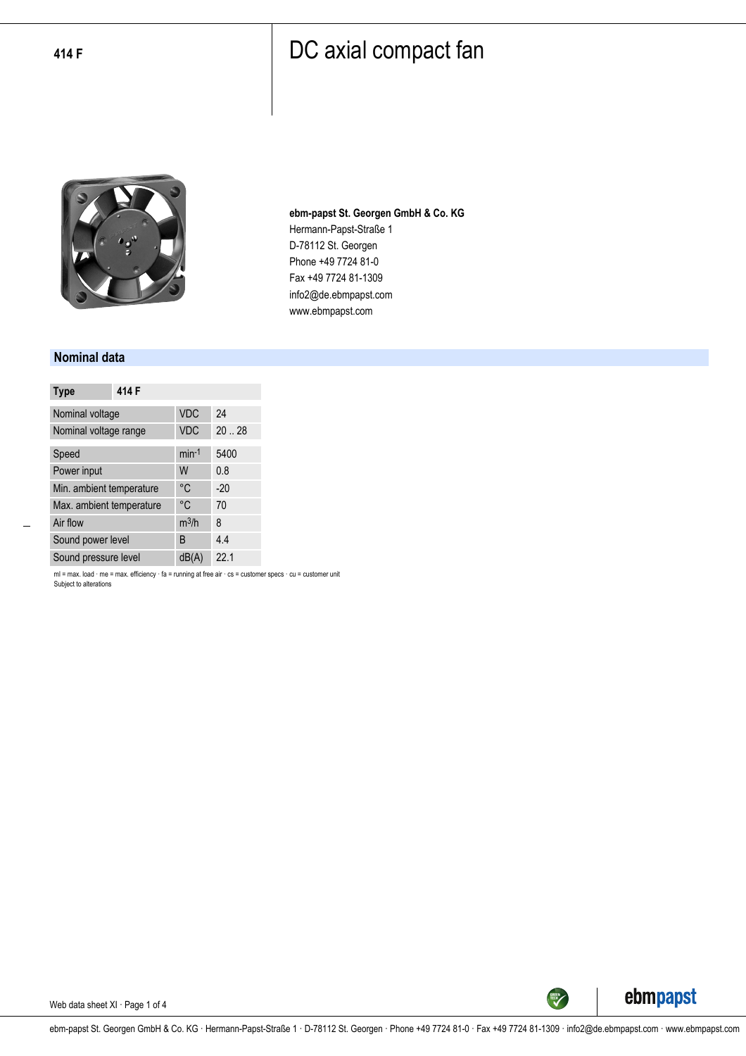**414 F**

# DC axial compact fan

**ebm-papst St. Georgen GmbH & Co. KG**
Hermann-Papst-Straße 1
D-78112 St. Georgen
Phone +49 7724 81-0
Fax +49 7724 81-1309
info2@de.ebmpapst.com
www.ebmpapst.com

## Nominal data

| Type | | 414 F |
|---|---|---|
| Nominal voltage | VDC | 24 |
| Nominal voltage range | VDC | 20 .. 28 |
| Speed | $min^{-1}$ | 5400 |
| Power input | W | 0.8 |
| Min. ambient temperature | °C | -20 |
| Max. ambient temperature | °C | 70 |
| Air flow | $m^3/h$ | 8 |
| Sound power level | B | 4.4 |
| Sound pressure level | dB(A) | 22.1 |

ml = max. load · me = max. efficiency · fa = running at free air · cs = customer specs · cu = customer unit
Subject to alterations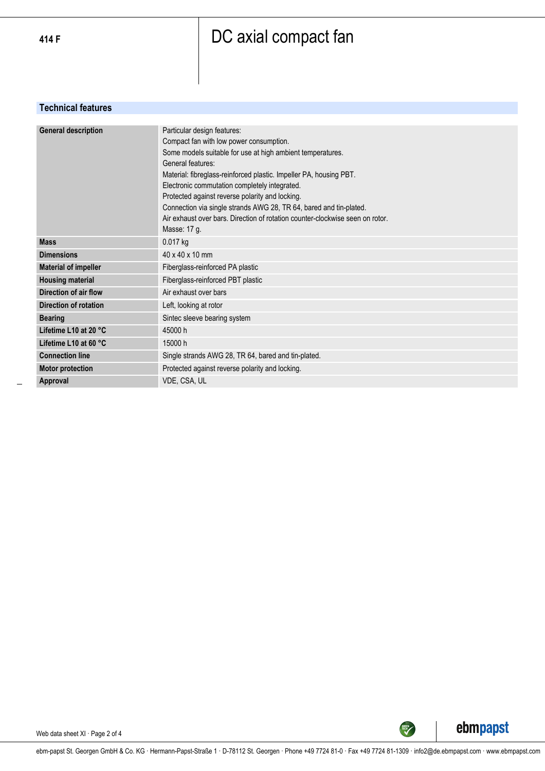**414 F**

# DC axial compact fan

## Technical features

| | |
|---|---|
| **General description** | Particular design features:<br>Compact fan with low power consumption.<br>Some models suitable for use at high ambient temperatures.<br>General features:<br>Material: fibreglass-reinforced plastic. Impeller PA, housing PBT.<br>Electronic commutation completely integrated.<br>Protected against reverse polarity and locking.<br>Connection via single strands AWG 28, TR 64, bared and tin-plated.<br>Air exhaust over bars. Direction of rotation counter-clockwise seen on rotor.<br>Masse: 17 g. |
| **Mass** | 0.017 kg |
| **Dimensions** | 40 x 40 x 10 mm |
| **Material of impeller** | Fiberglass-reinforced PA plastic |
| **Housing material** | Fiberglass-reinforced PBT plastic |
| **Direction of air flow** | Air exhaust over bars |
| **Direction of rotation** | Left, looking at rotor |
| **Bearing** | Sintec sleeve bearing system |
| **Lifetime L10 at 20 °C** | 45000 h |
| **Lifetime L10 at 60 °C** | 15000 h |
| **Connection line** | Single strands AWG 28, TR 64, bared and tin-plated. |
| **Motor protection** | Protected against reverse polarity and locking. |
| **Approval** | VDE, CSA, UL |

ebm-papst St. Georgen GmbH & Co. KG · Hermann-Papst-Straße 1 · D-78112 St. Georgen · Phone +49 7724 81-0 · Fax +49 7724 81-1309 · info2@de.ebmpapst.com · www.ebmpapst.com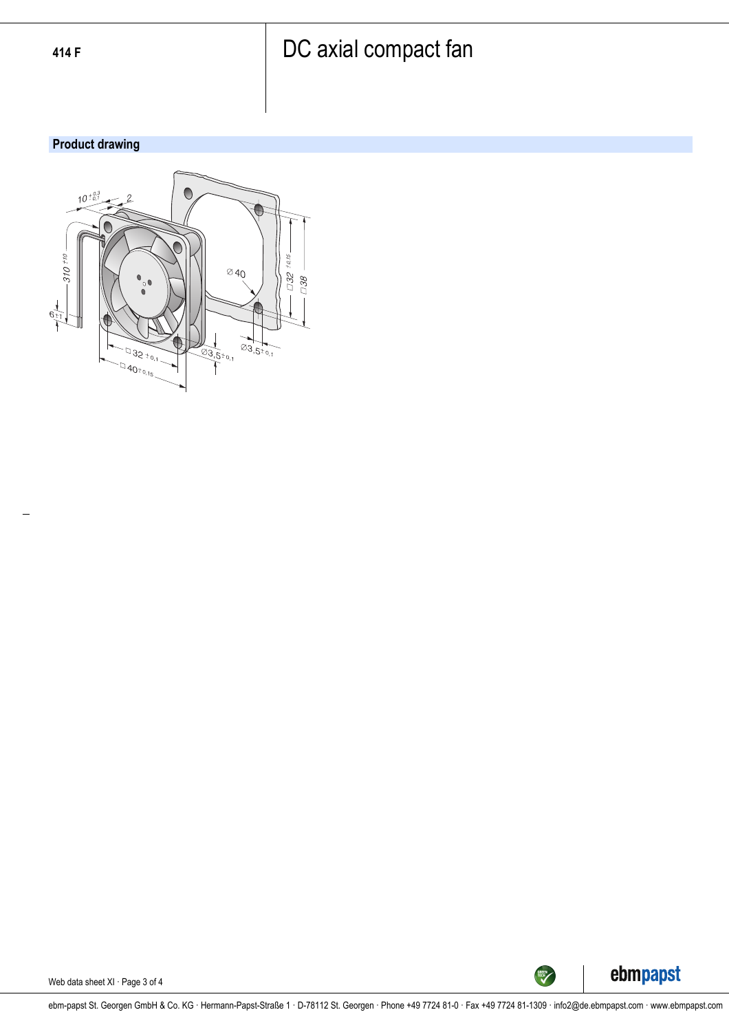414 F

# DC axial compact fan

## Product drawing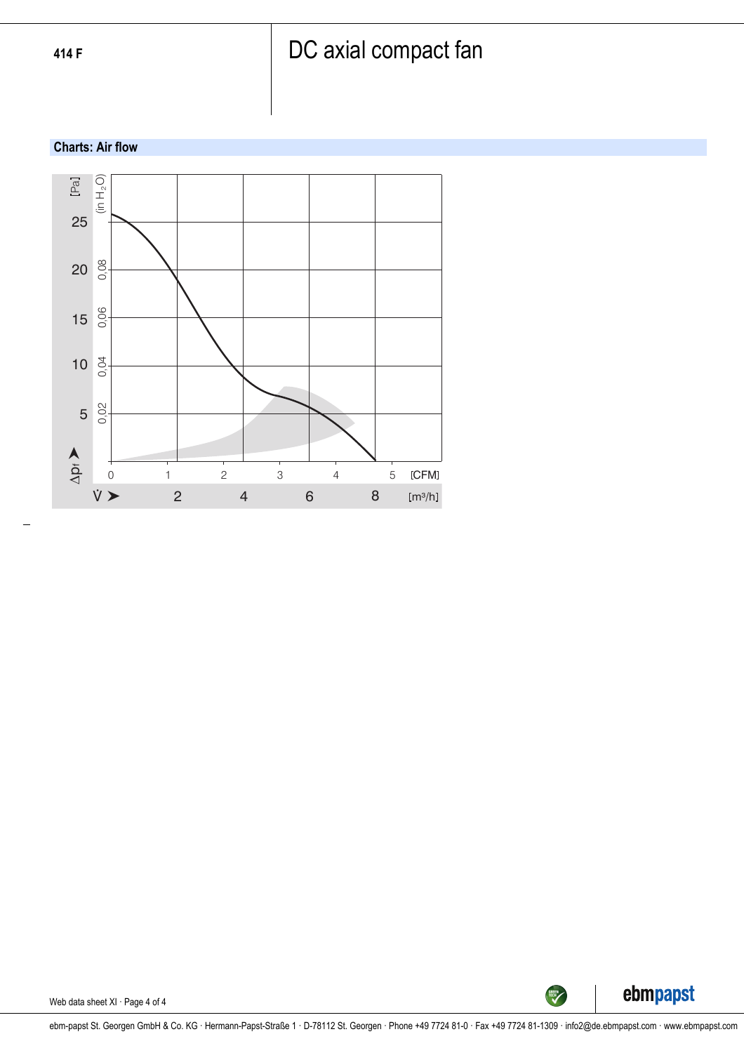# 414 F

# DC axial compact fan

## Charts: Air flow

[Pa]
(in $H_2O$)
25
20 0,08
15 0,06
10 0,04
5 0,02
$\Delta p_f$
0 1 2 3 4 5 [CFM]
$\dot{V}$ 2 4 6 8 [m³/h]